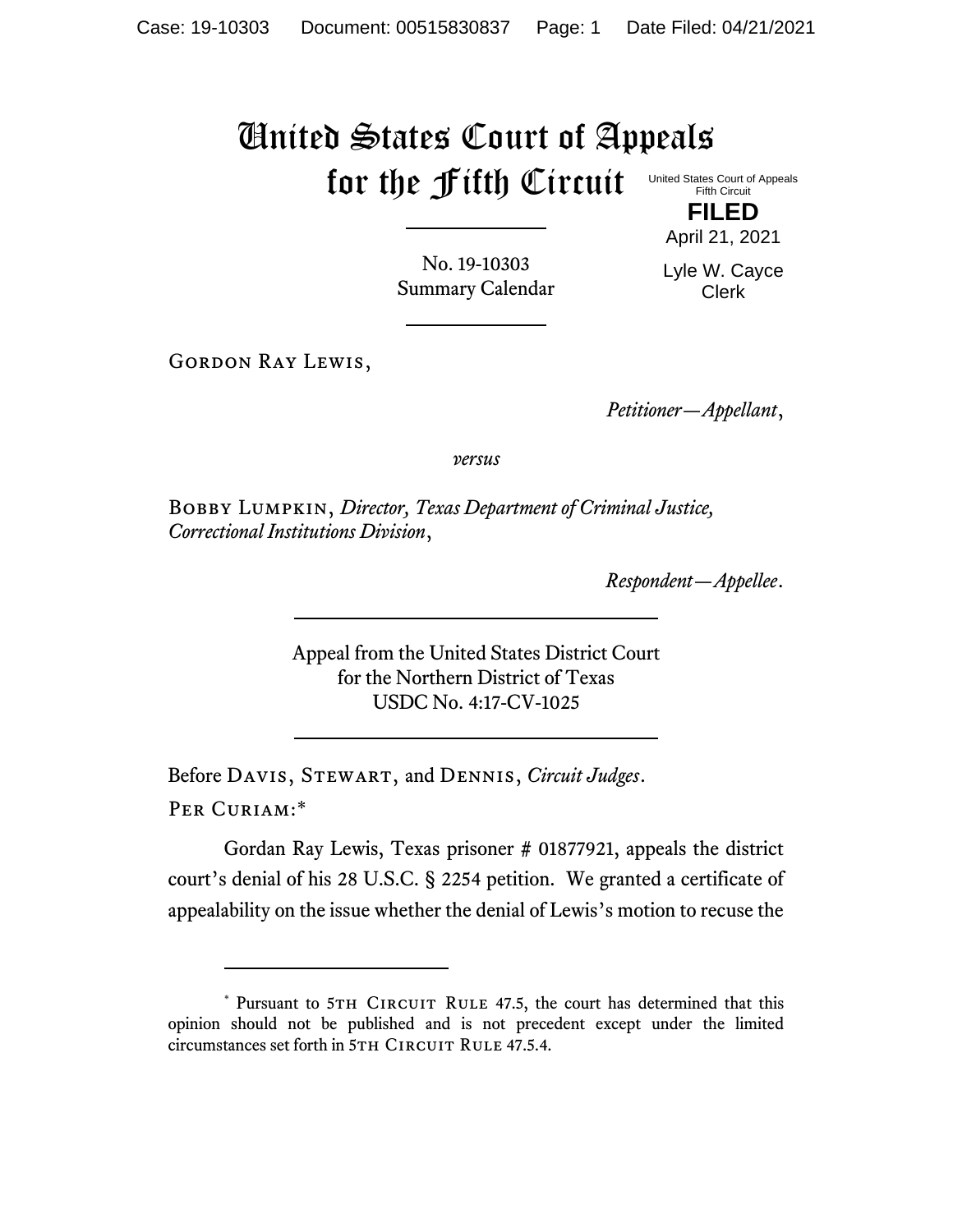# United States Court of Appeals for the Fifth Circuit

United States Court of Appeals
Fifth Circuit

**FILED**

April 21, 2021

Lyle W. Cayce
Clerk

No. 19-10303
Summary Calendar

---

Gordon Ray Lewis,

*Petitioner—Appellant*,

*versus*

Bobby Lumpkin, *Director, Texas Department of Criminal Justice, Correctional Institutions Division*,

*Respondent—Appellee*.

---

Appeal from the United States District Court
for the Northern District of Texas
USDC No. 4:17-CV-1025

---

Before Davis, Stewart, and Dennis, *Circuit Judges*.

Per Curiam:*

Gordan Ray Lewis, Texas prisoner # 01877921, appeals the district court's denial of his 28 U.S.C. § 2254 petition. We granted a certificate of appealability on the issue whether the denial of Lewis's motion to recuse the

---

\* Pursuant to 5th Circuit Rule 47.5, the court has determined that this opinion should not be published and is not precedent except under the limited circumstances set forth in 5th Circuit Rule 47.5.4.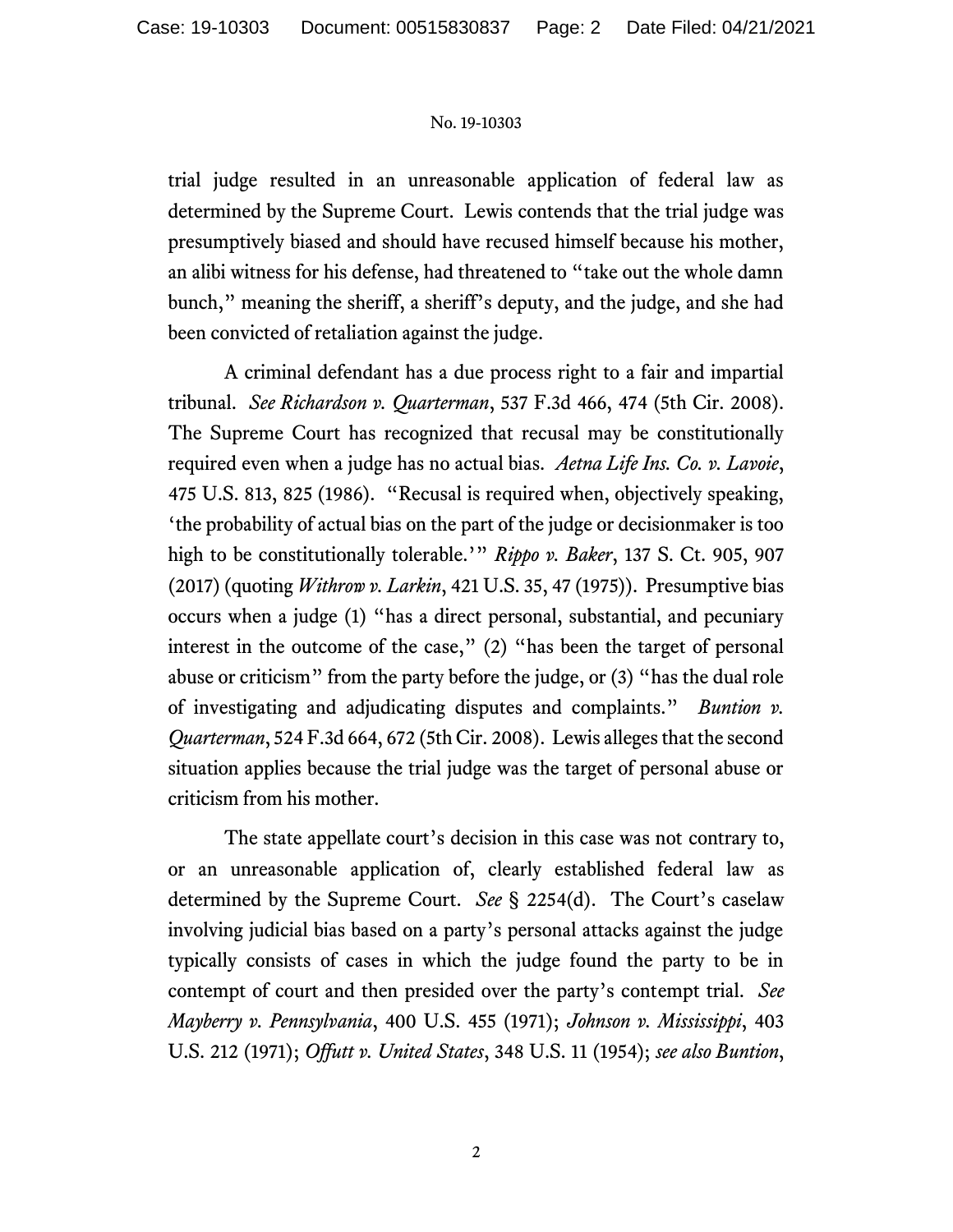trial judge resulted in an unreasonable application of federal law as determined by the Supreme Court. Lewis contends that the trial judge was presumptively biased and should have recused himself because his mother, an alibi witness for his defense, had threatened to "take out the whole damn bunch," meaning the sheriff, a sheriff's deputy, and the judge, and she had been convicted of retaliation against the judge.

A criminal defendant has a due process right to a fair and impartial tribunal. *See Richardson v. Quarterman*, 537 F.3d 466, 474 (5th Cir. 2008). The Supreme Court has recognized that recusal may be constitutionally required even when a judge has no actual bias. *Aetna Life Ins. Co. v. Lavoie*, 475 U.S. 813, 825 (1986). "Recusal is required when, objectively speaking, 'the probability of actual bias on the part of the judge or decisionmaker is too high to be constitutionally tolerable.'" *Rippo v. Baker*, 137 S. Ct. 905, 907 (2017) (quoting *Withrow v. Larkin*, 421 U.S. 35, 47 (1975)). Presumptive bias occurs when a judge (1) "has a direct personal, substantial, and pecuniary interest in the outcome of the case," (2) "has been the target of personal abuse or criticism" from the party before the judge, or (3) "has the dual role of investigating and adjudicating disputes and complaints." *Buntion v. Quarterman*, 524 F.3d 664, 672 (5th Cir. 2008). Lewis alleges that the second situation applies because the trial judge was the target of personal abuse or criticism from his mother.

The state appellate court's decision in this case was not contrary to, or an unreasonable application of, clearly established federal law as determined by the Supreme Court. *See* § 2254(d). The Court's caselaw involving judicial bias based on a party's personal attacks against the judge typically consists of cases in which the judge found the party to be in contempt of court and then presided over the party's contempt trial. *See Mayberry v. Pennsylvania*, 400 U.S. 455 (1971); *Johnson v. Mississippi*, 403 U.S. 212 (1971); *Offutt v. United States*, 348 U.S. 11 (1954); *see also Buntion*,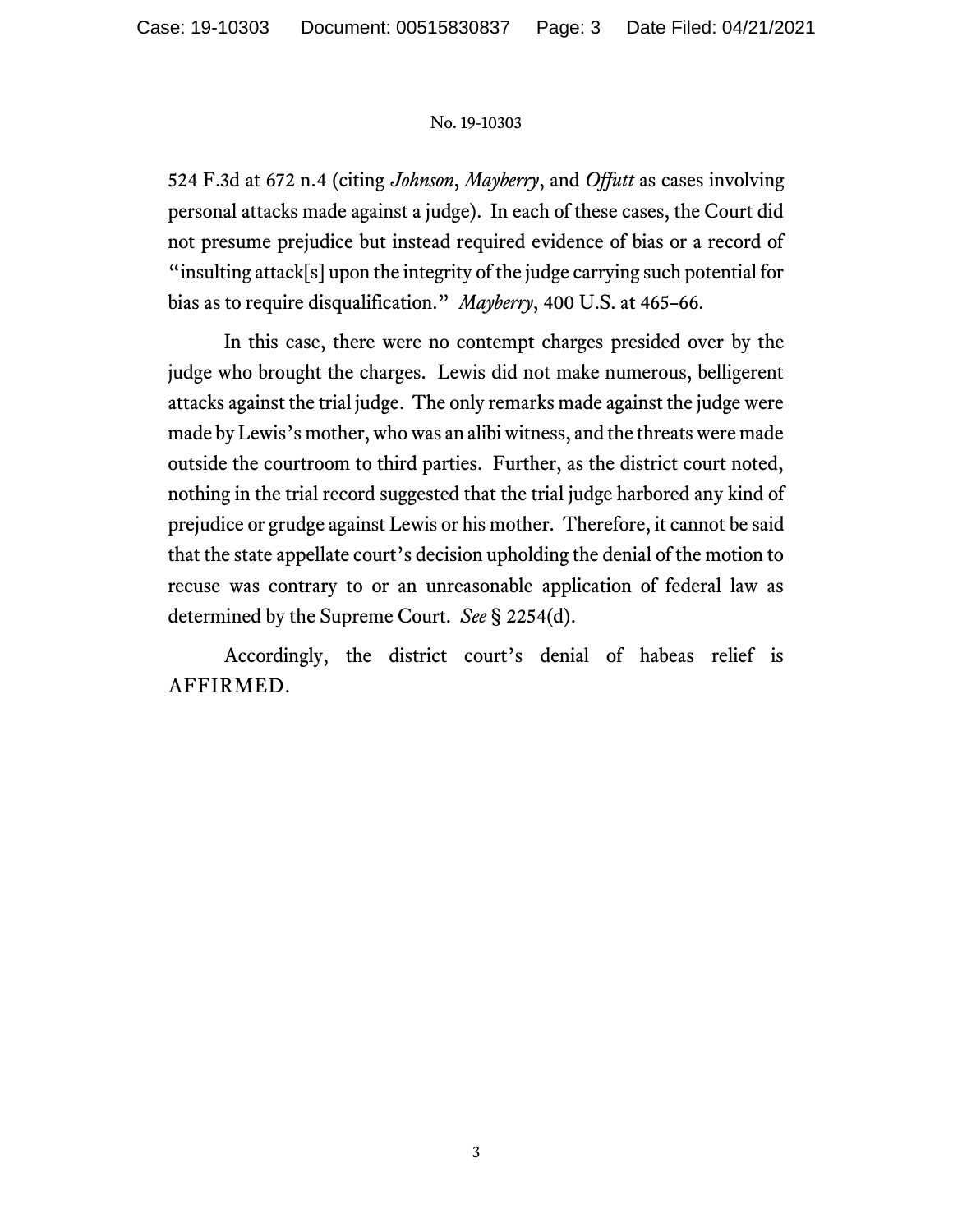524 F.3d at 672 n.4 (citing *Johnson*, *Mayberry*, and *Offutt* as cases involving personal attacks made against a judge). In each of these cases, the Court did not presume prejudice but instead required evidence of bias or a record of "insulting attack[s] upon the integrity of the judge carrying such potential for bias as to require disqualification." *Mayberry*, 400 U.S. at 465–66.

In this case, there were no contempt charges presided over by the judge who brought the charges. Lewis did not make numerous, belligerent attacks against the trial judge. The only remarks made against the judge were made by Lewis's mother, who was an alibi witness, and the threats were made outside the courtroom to third parties. Further, as the district court noted, nothing in the trial record suggested that the trial judge harbored any kind of prejudice or grudge against Lewis or his mother. Therefore, it cannot be said that the state appellate court's decision upholding the denial of the motion to recuse was contrary to or an unreasonable application of federal law as determined by the Supreme Court. *See* § 2254(d).

Accordingly, the district court's denial of habeas relief is AFFIRMED.